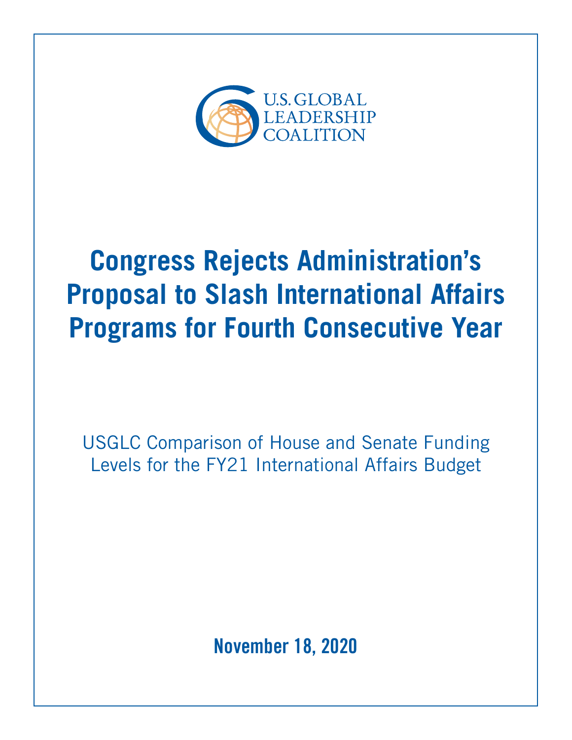U.S. GLOBAL LEADERSHIP COALITION

# Congress Rejects Administration's Proposal to Slash International Affairs Programs for Fourth Consecutive Year

USGLC Comparison of House and Senate Funding Levels for the FY21 International Affairs Budget

**November 18, 2020**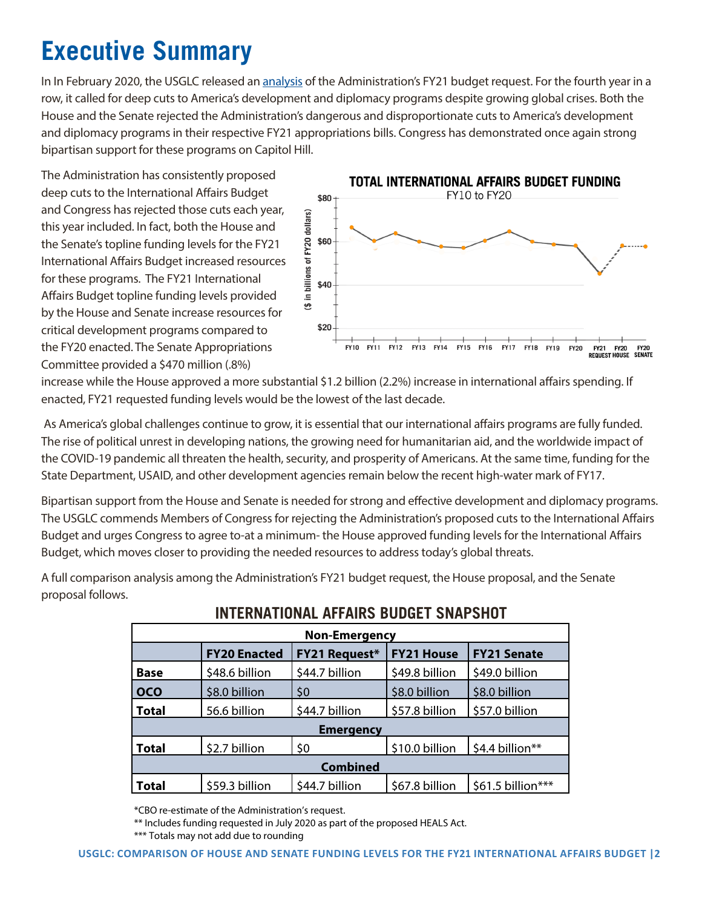# Executive Summary

In In February 2020, the USGLC released an analysis of the Administration's FY21 budget request. For the fourth year in a row, it called for deep cuts to America's development and diplomacy programs despite growing global crises. Both the House and the Senate rejected the Administration's dangerous and disproportionate cuts to America's development and diplomacy programs in their respective FY21 appropriations bills. Congress has demonstrated once again strong bipartisan support for these programs on Capitol Hill.

The Administration has consistently proposed deep cuts to the International Affairs Budget and Congress has rejected those cuts each year, this year included. In fact, both the House and the Senate's topline funding levels for the FY21 International Affairs Budget increased resources for these programs. The FY21 International Affairs Budget topline funding levels provided by the House and Senate increase resources for critical development programs compared to the FY20 enacted. The Senate Appropriations Committee provided a $470 million (.8%) increase while the House approved a more substantial $1.2 billion (2.2%) increase in international affairs spending. If enacted, FY21 requested funding levels would be the lowest of the last decade.

**TOTAL INTERNATIONAL AFFAIRS BUDGET FUNDING**
FY10 to FY20

As America's global challenges continue to grow, it is essential that our international affairs programs are fully funded. The rise of political unrest in developing nations, the growing need for humanitarian aid, and the worldwide impact of the COVID-19 pandemic all threaten the health, security, and prosperity of Americans. At the same time, funding for the State Department, USAID, and other development agencies remain below the recent high-water mark of FY17.

Bipartisan support from the House and Senate is needed for strong and effective development and diplomacy programs. The USGLC commends Members of Congress for rejecting the Administration's proposed cuts to the International Affairs Budget and urges Congress to agree to-at a minimum- the House approved funding levels for the International Affairs Budget, which moves closer to providing the needed resources to address today's global threats.

A full comparison analysis among the Administration's FY21 budget request, the House proposal, and the Senate proposal follows.

## INTERNATIONAL AFFAIRS BUDGET SNAPSHOT

| | FY20 Enacted | FY21 Request* | FY21 House | FY21 Senate |
|---|---|---|---|---|
| **Non-Emergency** | | | | |
| **Base** | $48.6 billion | $44.7 billion | $49.8 billion | $49.0 billion |
| **OCO** | $8.0 billion | $0 | $8.0 billion | $8.0 billion |
| **Total** | 56.6 billion | $44.7 billion | $57.8 billion | $57.0 billion |
| **Emergency** | | | | |
| **Total** | $2.7 billion | $0 | $10.0 billion | $4.4 billion** |
| **Combined** | | | | |
| **Total** | $59.3 billion | $44.7 billion | $67.8 billion | $61.5 billion*** |

*CBO re-estimate of the Administration's request.

** Includes funding requested in July 2020 as part of the proposed HEALS Act.

*** Totals may not add due to rounding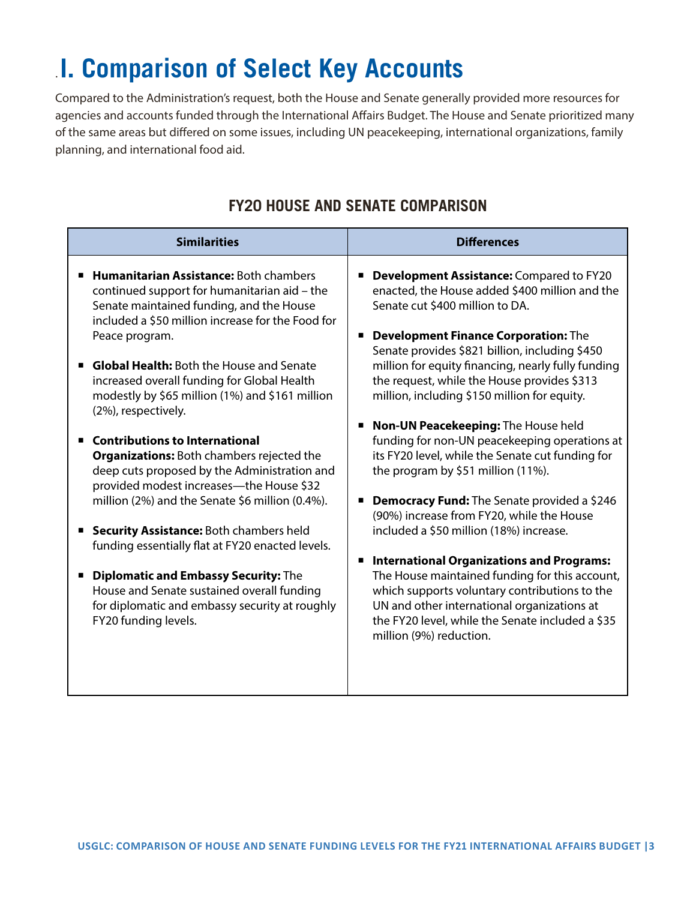# I. Comparison of Select Key Accounts

Compared to the Administration's request, both the House and Senate generally provided more resources for agencies and accounts funded through the International Affairs Budget. The House and Senate prioritized many of the same areas but differed on some issues, including UN peacekeeping, international organizations, family planning, and international food aid.

## FY20 HOUSE AND SENATE COMPARISON

| Similarities | Differences |
|---|---|
| ▪ **Humanitarian Assistance:** Both chambers continued support for humanitarian aid – the Senate maintained funding, and the House included a $50 million increase for the Food for Peace program.<br><br>▪ **Global Health:** Both the House and Senate increased overall funding for Global Health modestly by $65 million (1%) and $161 million (2%), respectively.<br><br>▪ **Contributions to International Organizations:** Both chambers rejected the deep cuts proposed by the Administration and provided modest increases—the House $32 million (2%) and the Senate $6 million (0.4%).<br><br>▪ **Security Assistance:** Both chambers held funding essentially flat at FY20 enacted levels.<br><br>▪ **Diplomatic and Embassy Security:** The House and Senate sustained overall funding for diplomatic and embassy security at roughly FY20 funding levels. | ▪ **Development Assistance:** Compared to FY20 enacted, the House added $400 million and the Senate cut $400 million to DA.<br><br>▪ **Development Finance Corporation:** The Senate provides $821 billion, including $450 million for equity financing, nearly fully funding the request, while the House provides $313 million, including $150 million for equity.<br><br>▪ **Non-UN Peacekeeping:** The House held funding for non-UN peacekeeping operations at its FY20 level, while the Senate cut funding for the program by $51 million (11%).<br><br>▪ **Democracy Fund:** The Senate provided a $246 (90%) increase from FY20, while the House included a $50 million (18%) increase.<br><br>▪ **International Organizations and Programs:** The House maintained funding for this account, which supports voluntary contributions to the UN and other international organizations at the FY20 level, while the Senate included a $35 million (9%) reduction. |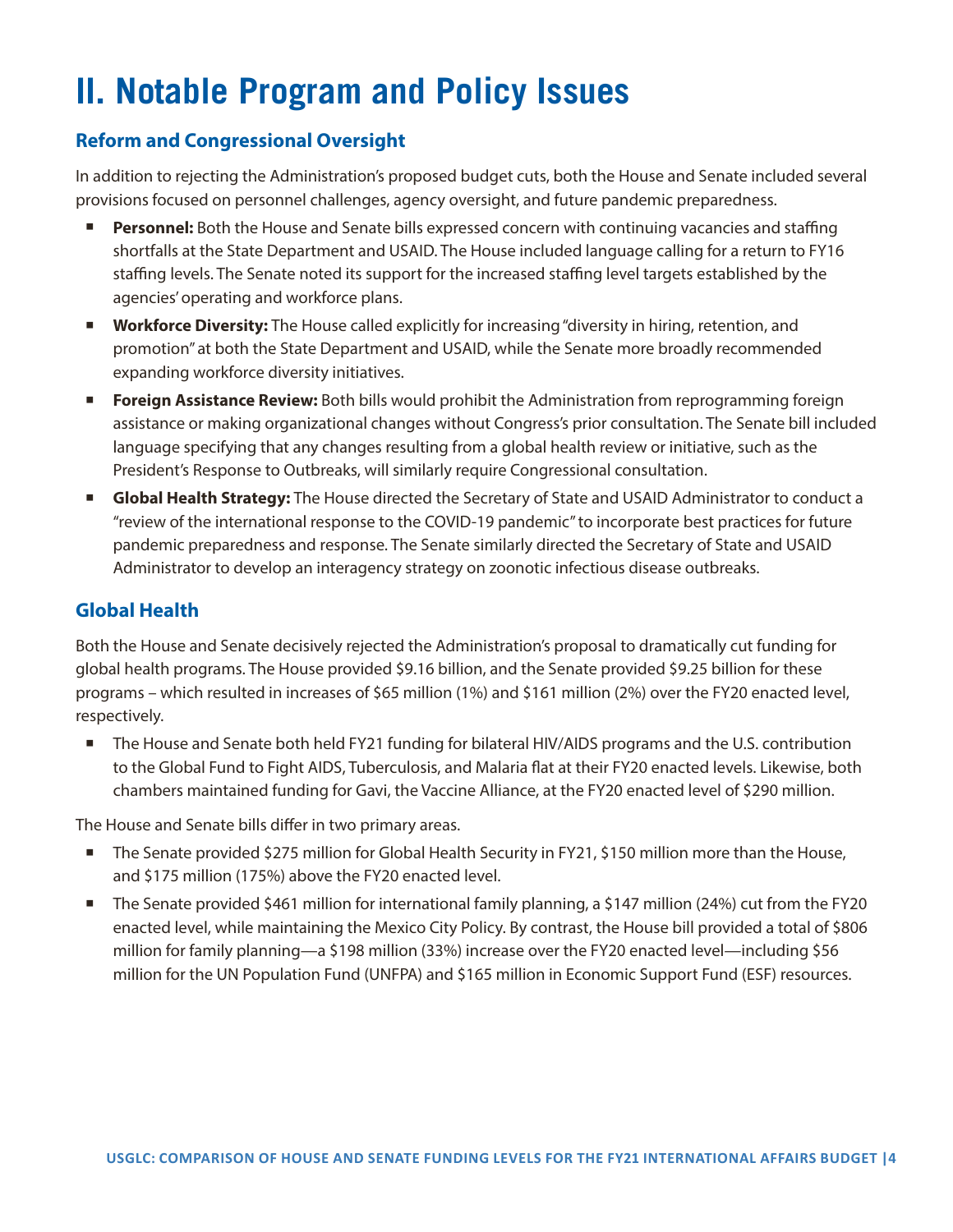# II. Notable Program and Policy Issues

## Reform and Congressional Oversight

In addition to rejecting the Administration's proposed budget cuts, both the House and Senate included several provisions focused on personnel challenges, agency oversight, and future pandemic preparedness.

- **Personnel:** Both the House and Senate bills expressed concern with continuing vacancies and staffing shortfalls at the State Department and USAID. The House included language calling for a return to FY16 staffing levels. The Senate noted its support for the increased staffing level targets established by the agencies' operating and workforce plans.
- **Workforce Diversity:** The House called explicitly for increasing "diversity in hiring, retention, and promotion" at both the State Department and USAID, while the Senate more broadly recommended expanding workforce diversity initiatives.
- **Foreign Assistance Review:** Both bills would prohibit the Administration from reprogramming foreign assistance or making organizational changes without Congress's prior consultation. The Senate bill included language specifying that any changes resulting from a global health review or initiative, such as the President's Response to Outbreaks, will similarly require Congressional consultation.
- **Global Health Strategy:** The House directed the Secretary of State and USAID Administrator to conduct a "review of the international response to the COVID-19 pandemic" to incorporate best practices for future pandemic preparedness and response. The Senate similarly directed the Secretary of State and USAID Administrator to develop an interagency strategy on zoonotic infectious disease outbreaks.

## Global Health

Both the House and Senate decisively rejected the Administration's proposal to dramatically cut funding for global health programs. The House provided $9.16 billion, and the Senate provided $9.25 billion for these programs – which resulted in increases of $65 million (1%) and $161 million (2%) over the FY20 enacted level, respectively.

- The House and Senate both held FY21 funding for bilateral HIV/AIDS programs and the U.S. contribution to the Global Fund to Fight AIDS, Tuberculosis, and Malaria flat at their FY20 enacted levels. Likewise, both chambers maintained funding for Gavi, the Vaccine Alliance, at the FY20 enacted level of $290 million.

The House and Senate bills differ in two primary areas.

- The Senate provided $275 million for Global Health Security in FY21, $150 million more than the House, and $175 million (175%) above the FY20 enacted level.
- The Senate provided $461 million for international family planning, a $147 million (24%) cut from the FY20 enacted level, while maintaining the Mexico City Policy. By contrast, the House bill provided a total of $806 million for family planning—a $198 million (33%) increase over the FY20 enacted level—including $56 million for the UN Population Fund (UNFPA) and $165 million in Economic Support Fund (ESF) resources.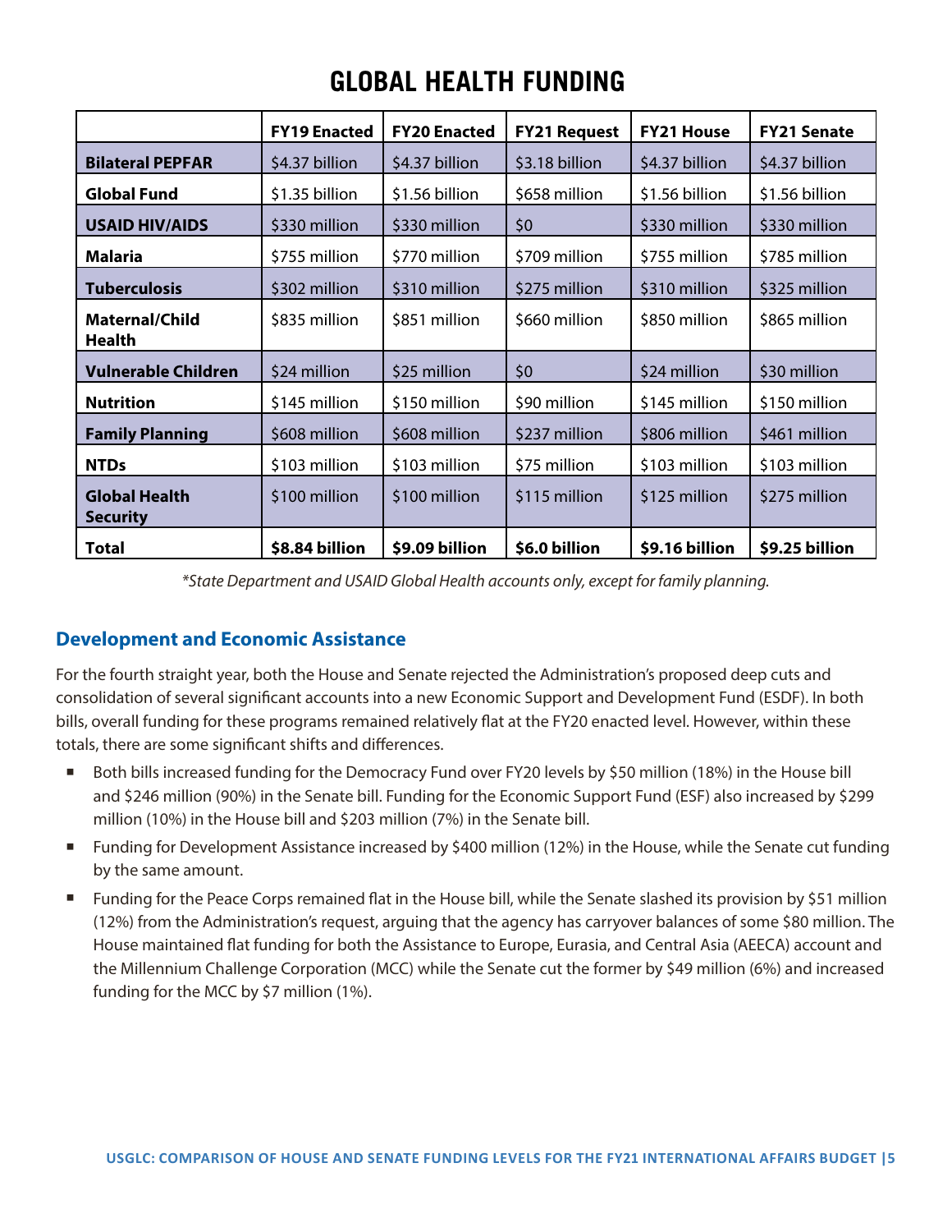# GLOBAL HEALTH FUNDING

| | FY19 Enacted | FY20 Enacted | FY21 Request | FY21 House | FY21 Senate |
|---|---|---|---|---|---|
| **Bilateral PEPFAR** | $4.37 billion | $4.37 billion | $3.18 billion | $4.37 billion | $4.37 billion |
| **Global Fund** | $1.35 billion | $1.56 billion | $658 million | $1.56 billion | $1.56 billion |
| **USAID HIV/AIDS** | $330 million | $330 million | $0 | $330 million | $330 million |
| **Malaria** | $755 million | $770 million | $709 million | $755 million | $785 million |
| **Tuberculosis** | $302 million | $310 million | $275 million | $310 million | $325 million |
| **Maternal/Child Health** | $835 million | $851 million | $660 million | $850 million | $865 million |
| **Vulnerable Children** | $24 million | $25 million | $0 | $24 million | $30 million |
| **Nutrition** | $145 million | $150 million | $90 million | $145 million | $150 million |
| **Family Planning** | $608 million | $608 million | $237 million | $806 million | $461 million |
| **NTDs** | $103 million | $103 million | $75 million | $103 million | $103 million |
| **Global Health Security** | $100 million | $100 million | $115 million | $125 million | $275 million |
| **Total** | **$8.84 billion** | **$9.09 billion** | **$6.0 billion** | **$9.16 billion** | **$9.25 billion** |

*\*State Department and USAID Global Health accounts only, except for family planning.*

## Development and Economic Assistance

For the fourth straight year, both the House and Senate rejected the Administration's proposed deep cuts and consolidation of several significant accounts into a new Economic Support and Development Fund (ESDF). In both bills, overall funding for these programs remained relatively flat at the FY20 enacted level. However, within these totals, there are some significant shifts and differences.

- Both bills increased funding for the Democracy Fund over FY20 levels by $50 million (18%) in the House bill and $246 million (90%) in the Senate bill. Funding for the Economic Support Fund (ESF) also increased by $299 million (10%) in the House bill and $203 million (7%) in the Senate bill.
- Funding for Development Assistance increased by $400 million (12%) in the House, while the Senate cut funding by the same amount.
- Funding for the Peace Corps remained flat in the House bill, while the Senate slashed its provision by $51 million (12%) from the Administration's request, arguing that the agency has carryover balances of some $80 million. The House maintained flat funding for both the Assistance to Europe, Eurasia, and Central Asia (AEECA) account and the Millennium Challenge Corporation (MCC) while the Senate cut the former by $49 million (6%) and increased funding for the MCC by $7 million (1%).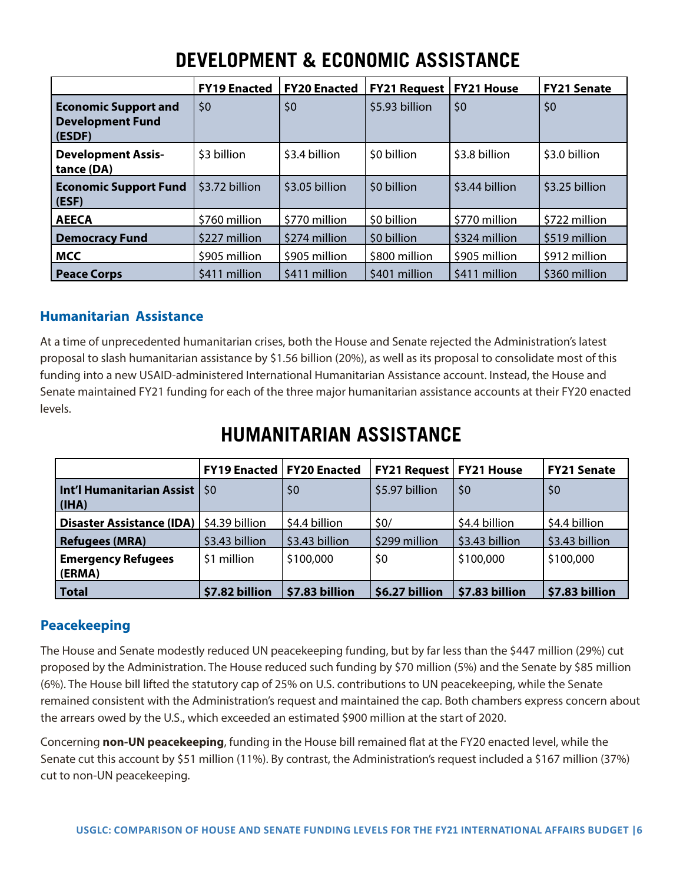# DEVELOPMENT & ECONOMIC ASSISTANCE

| | FY19 Enacted | FY20 Enacted | FY21 Request | FY21 House | FY21 Senate |
|---|---|---|---|---|---|
| **Economic Support and Development Fund (ESDF)** | $0 | $0 | $5.93 billion | $0 | $0 |
| **Development Assistance (DA)** | $3 billion | $3.4 billion | $0 billion | $3.8 billion | $3.0 billion |
| **Economic Support Fund (ESF)** | $3.72 billion | $3.05 billion | $0 billion | $3.44 billion | $3.25 billion |
| **AEECA** | $760 million | $770 million | $0 billion | $770 million | $722 million |
| **Democracy Fund** | $227 million | $274 million | $0 billion | $324 million | $519 million |
| **MCC** | $905 million | $905 million | $800 million | $905 million | $912 million |
| **Peace Corps** | $411 million | $411 million | $401 million | $411 million | $360 million |

## Humanitarian Assistance

At a time of unprecedented humanitarian crises, both the House and Senate rejected the Administration's latest proposal to slash humanitarian assistance by $1.56 billion (20%), as well as its proposal to consolidate most of this funding into a new USAID-administered International Humanitarian Assistance account. Instead, the House and Senate maintained FY21 funding for each of the three major humanitarian assistance accounts at their FY20 enacted levels.

# HUMANITARIAN ASSISTANCE

| | FY19 Enacted | FY20 Enacted | FY21 Request | FY21 House | FY21 Senate |
|---|---|---|---|---|---|
| **Int'l Humanitarian Assist (IHA)** | $0 | $0 | $5.97 billion | $0 | $0 |
| **Disaster Assistance (IDA)** | $4.39 billion | $4.4 billion | $0/ | $4.4 billion | $4.4 billion |
| **Refugees (MRA)** | $3.43 billion | $3.43 billion | $299 million | $3.43 billion | $3.43 billion |
| **Emergency Refugees (ERMA)** | $1 million | $100,000 | $0 | $100,000 | $100,000 |
| **Total** | **$7.82 billion** | **$7.83 billion** | **$6.27 billion** | **$7.83 billion** | **$7.83 billion** |

## Peacekeeping

The House and Senate modestly reduced UN peacekeeping funding, but by far less than the $447 million (29%) cut proposed by the Administration. The House reduced such funding by $70 million (5%) and the Senate by $85 million (6%). The House bill lifted the statutory cap of 25% on U.S. contributions to UN peacekeeping, while the Senate remained consistent with the Administration's request and maintained the cap. Both chambers express concern about the arrears owed by the U.S., which exceeded an estimated $900 million at the start of 2020.

Concerning **non-UN peacekeeping**, funding in the House bill remained flat at the FY20 enacted level, while the Senate cut this account by $51 million (11%). By contrast, the Administration's request included a $167 million (37%) cut to non-UN peacekeeping.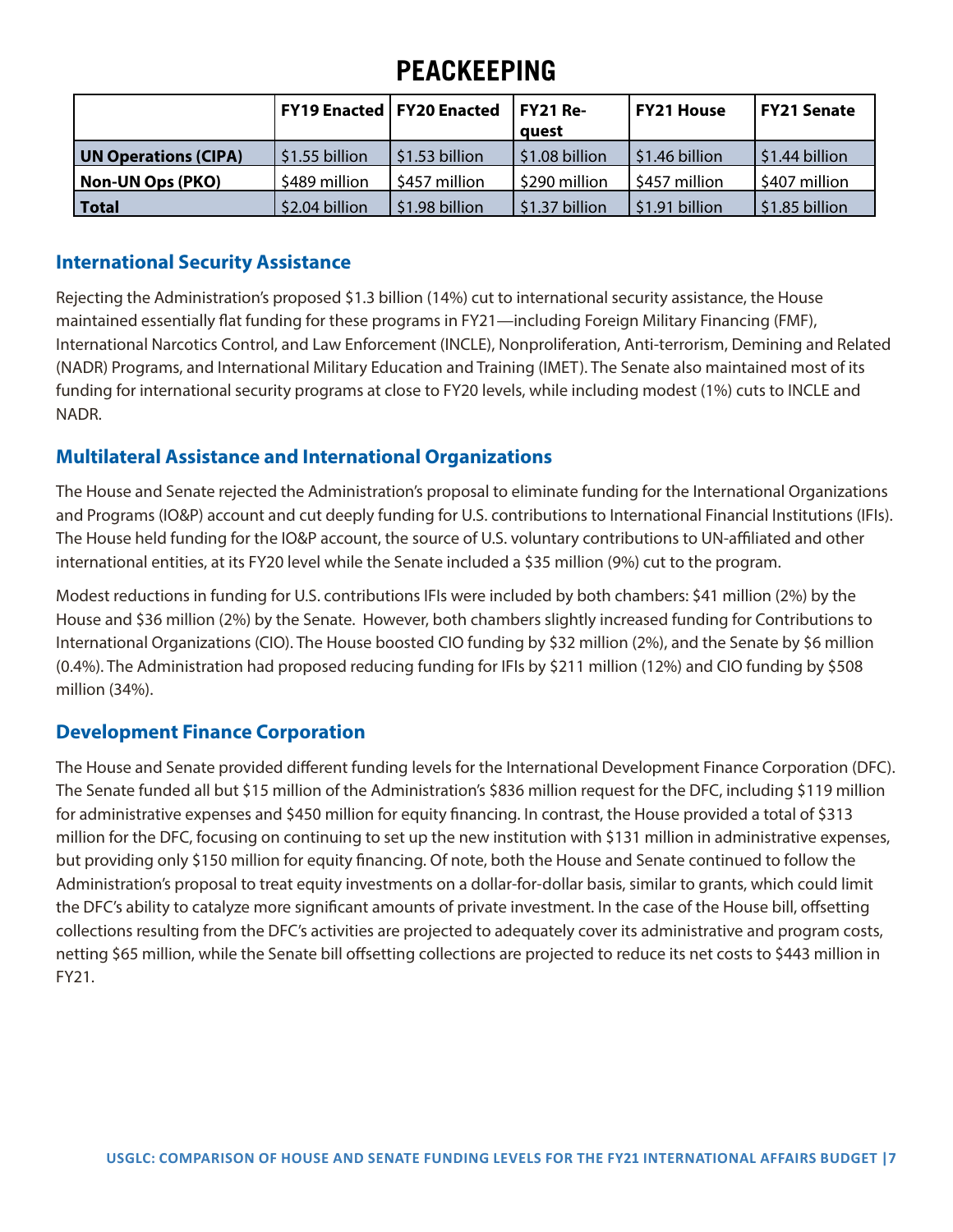# PEACKEEPING

| | FY19 Enacted | FY20 Enacted | FY21 Request | FY21 House | FY21 Senate |
|---|---|---|---|---|---|
| **UN Operations (CIPA)** | $1.55 billion | $1.53 billion | $1.08 billion | $1.46 billion | $1.44 billion |
| **Non-UN Ops (PKO)** | $489 million | $457 million | $290 million | $457 million | $407 million |
| **Total** | $2.04 billion | $1.98 billion | $1.37 billion | $1.91 billion | $1.85 billion |

## International Security Assistance

Rejecting the Administration's proposed $1.3 billion (14%) cut to international security assistance, the House maintained essentially flat funding for these programs in FY21—including Foreign Military Financing (FMF), International Narcotics Control, and Law Enforcement (INCLE), Nonproliferation, Anti-terrorism, Demining and Related (NADR) Programs, and International Military Education and Training (IMET). The Senate also maintained most of its funding for international security programs at close to FY20 levels, while including modest (1%) cuts to INCLE and NADR.

## Multilateral Assistance and International Organizations

The House and Senate rejected the Administration's proposal to eliminate funding for the International Organizations and Programs (IO&P) account and cut deeply funding for U.S. contributions to International Financial Institutions (IFIs). The House held funding for the IO&P account, the source of U.S. voluntary contributions to UN-affiliated and other international entities, at its FY20 level while the Senate included a $35 million (9%) cut to the program.

Modest reductions in funding for U.S. contributions IFIs were included by both chambers: $41 million (2%) by the House and $36 million (2%) by the Senate. However, both chambers slightly increased funding for Contributions to International Organizations (CIO). The House boosted CIO funding by $32 million (2%), and the Senate by $6 million (0.4%). The Administration had proposed reducing funding for IFIs by $211 million (12%) and CIO funding by $508 million (34%).

## Development Finance Corporation

The House and Senate provided different funding levels for the International Development Finance Corporation (DFC). The Senate funded all but $15 million of the Administration's $836 million request for the DFC, including $119 million for administrative expenses and $450 million for equity financing. In contrast, the House provided a total of $313 million for the DFC, focusing on continuing to set up the new institution with $131 million in administrative expenses, but providing only $150 million for equity financing. Of note, both the House and Senate continued to follow the Administration's proposal to treat equity investments on a dollar-for-dollar basis, similar to grants, which could limit the DFC's ability to catalyze more significant amounts of private investment. In the case of the House bill, offsetting collections resulting from the DFC's activities are projected to adequately cover its administrative and program costs, netting $65 million, while the Senate bill offsetting collections are projected to reduce its net costs to $443 million in FY21.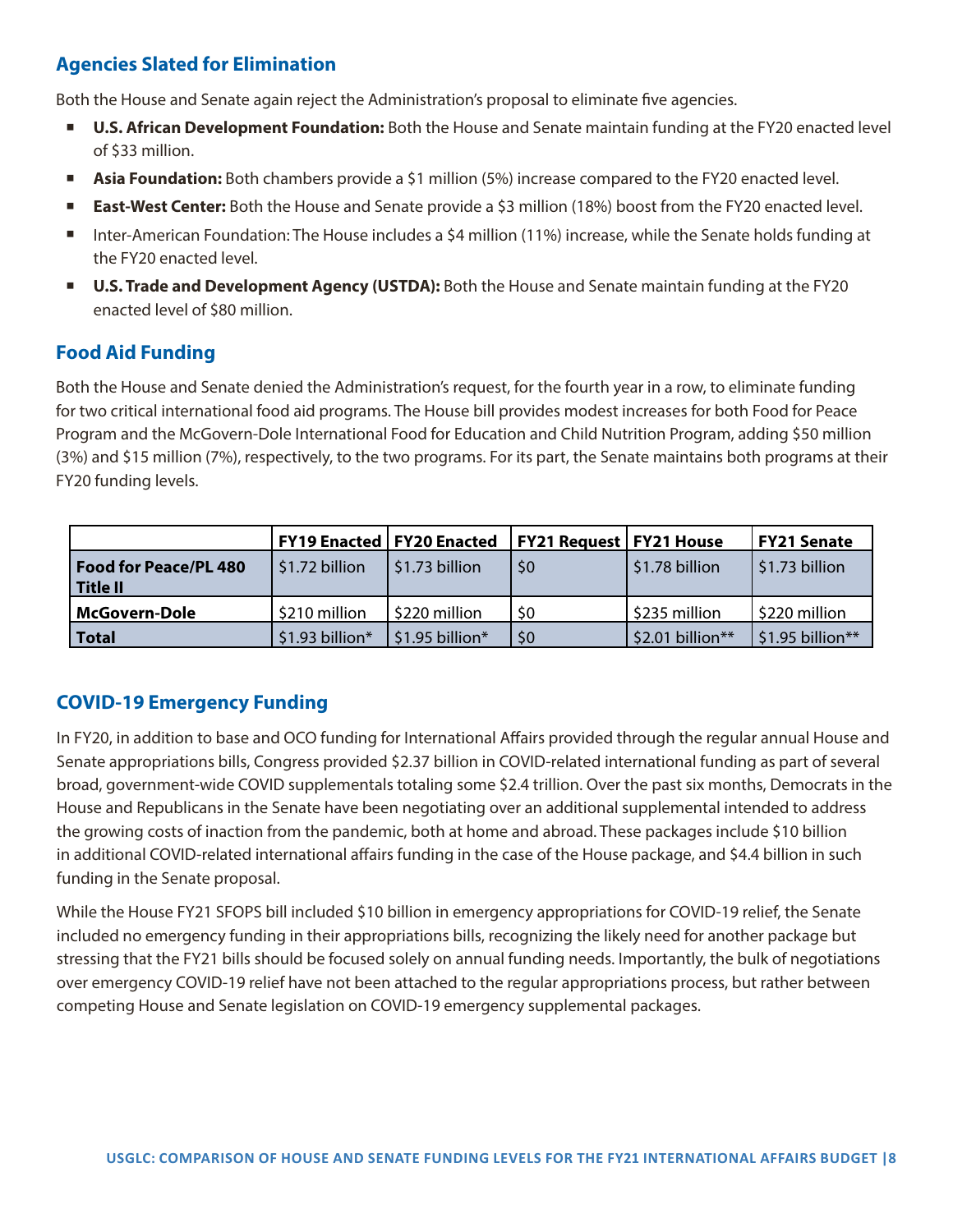## Agencies Slated for Elimination

Both the House and Senate again reject the Administration's proposal to eliminate five agencies.

- **U.S. African Development Foundation:** Both the House and Senate maintain funding at the FY20 enacted level of $33 million.
- **Asia Foundation:** Both chambers provide a $1 million (5%) increase compared to the FY20 enacted level.
- **East-West Center:** Both the House and Senate provide a $3 million (18%) boost from the FY20 enacted level.
- Inter-American Foundation: The House includes a $4 million (11%) increase, while the Senate holds funding at the FY20 enacted level.
- **U.S. Trade and Development Agency (USTDA):** Both the House and Senate maintain funding at the FY20 enacted level of $80 million.

## Food Aid Funding

Both the House and Senate denied the Administration's request, for the fourth year in a row, to eliminate funding for two critical international food aid programs. The House bill provides modest increases for both Food for Peace Program and the McGovern-Dole International Food for Education and Child Nutrition Program, adding $50 million (3%) and $15 million (7%), respectively, to the two programs. For its part, the Senate maintains both programs at their FY20 funding levels.

| | FY19 Enacted | FY20 Enacted | FY21 Request | FY21 House | FY21 Senate |
|---|---|---|---|---|---|
| **Food for Peace/PL 480 Title II** | $1.72 billion | $1.73 billion | $0 | $1.78 billion | $1.73 billion |
| **McGovern-Dole** | $210 million | $220 million | $0 | $235 million | $220 million |
| **Total** | $1.93 billion* | $1.95 billion* | $0 | $2.01 billion** | $1.95 billion** |

## COVID-19 Emergency Funding

In FY20, in addition to base and OCO funding for International Affairs provided through the regular annual House and Senate appropriations bills, Congress provided $2.37 billion in COVID-related international funding as part of several broad, government-wide COVID supplementals totaling some $2.4 trillion. Over the past six months, Democrats in the House and Republicans in the Senate have been negotiating over an additional supplemental intended to address the growing costs of inaction from the pandemic, both at home and abroad. These packages include $10 billion in additional COVID-related international affairs funding in the case of the House package, and $4.4 billion in such funding in the Senate proposal.

While the House FY21 SFOPS bill included $10 billion in emergency appropriations for COVID-19 relief, the Senate included no emergency funding in their appropriations bills, recognizing the likely need for another package but stressing that the FY21 bills should be focused solely on annual funding needs. Importantly, the bulk of negotiations over emergency COVID-19 relief have not been attached to the regular appropriations process, but rather between competing House and Senate legislation on COVID-19 emergency supplemental packages.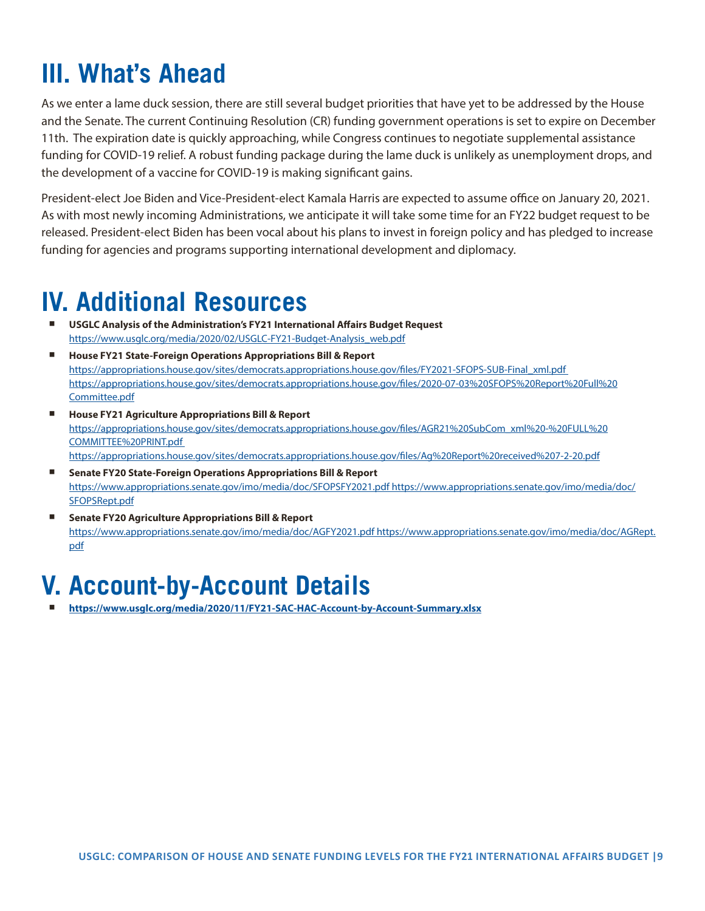# III. What's Ahead

As we enter a lame duck session, there are still several budget priorities that have yet to be addressed by the House and the Senate. The current Continuing Resolution (CR) funding government operations is set to expire on December 11th. The expiration date is quickly approaching, while Congress continues to negotiate supplemental assistance funding for COVID-19 relief. A robust funding package during the lame duck is unlikely as unemployment drops, and the development of a vaccine for COVID-19 is making significant gains.

President-elect Joe Biden and Vice-President-elect Kamala Harris are expected to assume office on January 20, 2021. As with most newly incoming Administrations, we anticipate it will take some time for an FY22 budget request to be released. President-elect Biden has been vocal about his plans to invest in foreign policy and has pledged to increase funding for agencies and programs supporting international development and diplomacy.

# IV. Additional Resources

- **USGLC Analysis of the Administration's FY21 International Affairs Budget Request**
  https://www.usglc.org/media/2020/02/USGLC-FY21-Budget-Analysis_web.pdf
- **House FY21 State-Foreign Operations Appropriations Bill & Report**
  https://appropriations.house.gov/sites/democrats.appropriations.house.gov/files/FY2021-SFOPS-SUB-Final_xml.pdf
  https://appropriations.house.gov/sites/democrats.appropriations.house.gov/files/2020-07-03%20SFOPS%20Report%20Full%20Committee.pdf
- **House FY21 Agriculture Appropriations Bill & Report**
  https://appropriations.house.gov/sites/democrats.appropriations.house.gov/files/AGR21%20SubCom_xml%20-%20FULL%20COMMITTEE%20PRINT.pdf
  https://appropriations.house.gov/sites/democrats.appropriations.house.gov/files/Ag%20Report%20received%207-2-20.pdf
- **Senate FY20 State-Foreign Operations Appropriations Bill & Report**
  https://www.appropriations.senate.gov/imo/media/doc/SFOPSFY2021.pdf https://www.appropriations.senate.gov/imo/media/doc/SFOPSRept.pdf
- **Senate FY20 Agriculture Appropriations Bill & Report**
  https://www.appropriations.senate.gov/imo/media/doc/AGFY2021.pdf https://www.appropriations.senate.gov/imo/media/doc/AGRept.pdf

# V. Account-by-Account Details

- **https://www.usglc.org/media/2020/11/FY21-SAC-HAC-Account-by-Account-Summary.xlsx**